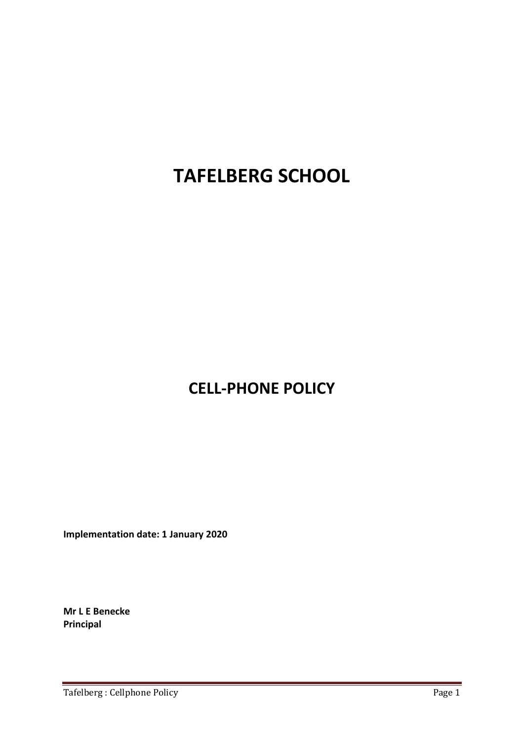# TAFELBERG SCHOOL

## CELL-PHONE POLICY

**Implementation date: 1 January 2020**

**Mr L E Benecke**
**Principal**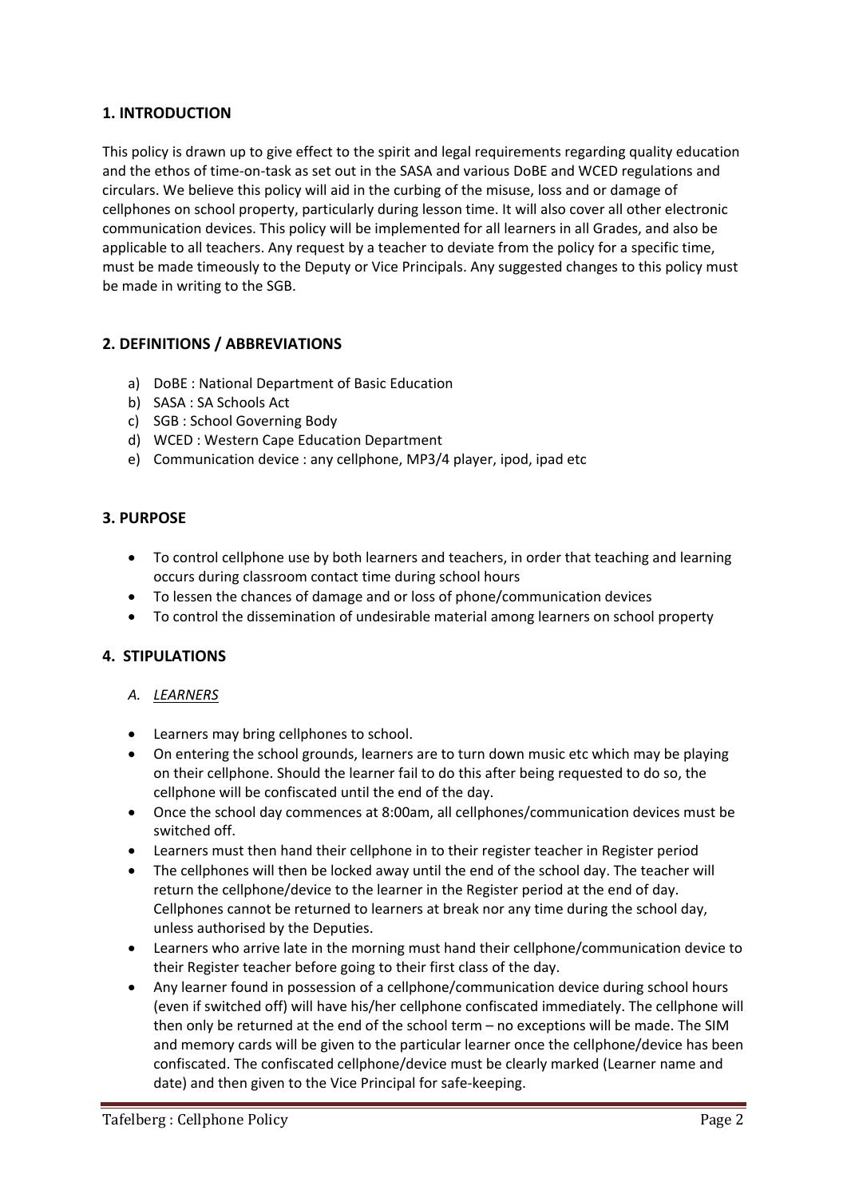## 1. INTRODUCTION

This policy is drawn up to give effect to the spirit and legal requirements regarding quality education and the ethos of time-on-task as set out in the SASA and various DoBE and WCED regulations and circulars. We believe this policy will aid in the curbing of the misuse, loss and or damage of cellphones on school property, particularly during lesson time. It will also cover all other electronic communication devices. This policy will be implemented for all learners in all Grades, and also be applicable to all teachers. Any request by a teacher to deviate from the policy for a specific time, must be made timeously to the Deputy or Vice Principals. Any suggested changes to this policy must be made in writing to the SGB.

## 2. DEFINITIONS / ABBREVIATIONS

a) DoBE : National Department of Basic Education
b) SASA : SA Schools Act
c) SGB : School Governing Body
d) WCED : Western Cape Education Department
e) Communication device : any cellphone, MP3/4 player, ipod, ipad etc

## 3. PURPOSE

- To control cellphone use by both learners and teachers, in order that teaching and learning occurs during classroom contact time during school hours
- To lessen the chances of damage and or loss of phone/communication devices
- To control the dissemination of undesirable material among learners on school property

## 4. STIPULATIONS

### A. *LEARNERS*

- Learners may bring cellphones to school.
- On entering the school grounds, learners are to turn down music etc which may be playing on their cellphone. Should the learner fail to do this after being requested to do so, the cellphone will be confiscated until the end of the day.
- Once the school day commences at 8:00am, all cellphones/communication devices must be switched off.
- Learners must then hand their cellphone in to their register teacher in Register period
- The cellphones will then be locked away until the end of the school day. The teacher will return the cellphone/device to the learner in the Register period at the end of day. Cellphones cannot be returned to learners at break nor any time during the school day, unless authorised by the Deputies.
- Learners who arrive late in the morning must hand their cellphone/communication device to their Register teacher before going to their first class of the day.
- Any learner found in possession of a cellphone/communication device during school hours (even if switched off) will have his/her cellphone confiscated immediately. The cellphone will then only be returned at the end of the school term – no exceptions will be made. The SIM and memory cards will be given to the particular learner once the cellphone/device has been confiscated. The confiscated cellphone/device must be clearly marked (Learner name and date) and then given to the Vice Principal for safe-keeping.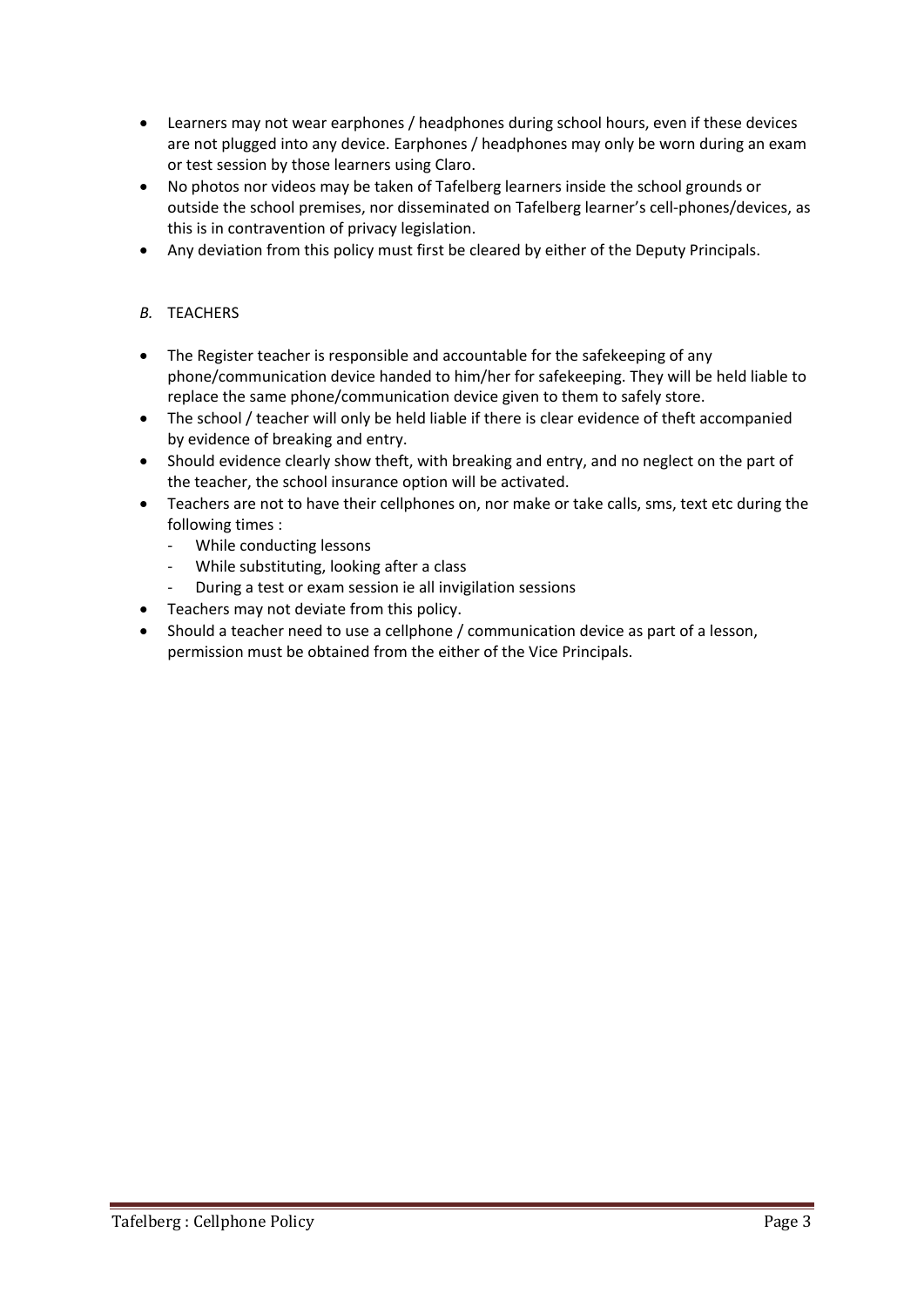- Learners may not wear earphones / headphones during school hours, even if these devices are not plugged into any device. Earphones / headphones may only be worn during an exam or test session by those learners using Claro.
- No photos nor videos may be taken of Tafelberg learners inside the school grounds or outside the school premises, nor disseminated on Tafelberg learner's cell-phones/devices, as this is in contravention of privacy legislation.
- Any deviation from this policy must first be cleared by either of the Deputy Principals.

*B.* TEACHERS

- The Register teacher is responsible and accountable for the safekeeping of any phone/communication device handed to him/her for safekeeping. They will be held liable to replace the same phone/communication device given to them to safely store.
- The school / teacher will only be held liable if there is clear evidence of theft accompanied by evidence of breaking and entry.
- Should evidence clearly show theft, with breaking and entry, and no neglect on the part of the teacher, the school insurance option will be activated.
- Teachers are not to have their cellphones on, nor make or take calls, sms, text etc during the following times :
  - While conducting lessons
  - While substituting, looking after a class
  - During a test or exam session ie all invigilation sessions
- Teachers may not deviate from this policy.
- Should a teacher need to use a cellphone / communication device as part of a lesson, permission must be obtained from the either of the Vice Principals.